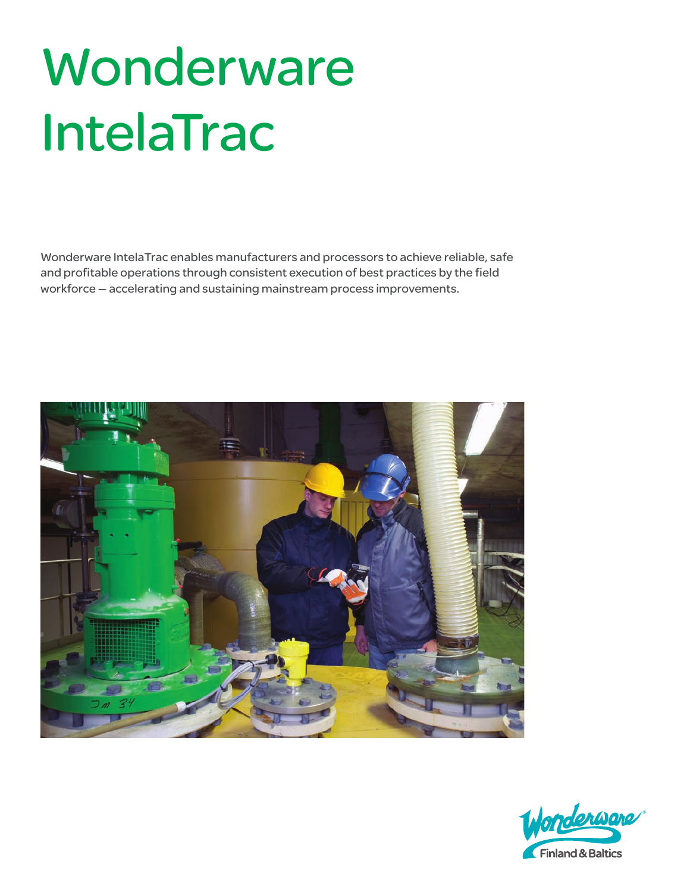# Wonderware IntelaTrac

Wonderware IntelaTrac enables manufacturers and processors to achieve reliable, safe and profitable operations through consistent execution of best practices by the field workforce — accelerating and sustaining mainstream process improvements.

Wonderware Finland & Baltics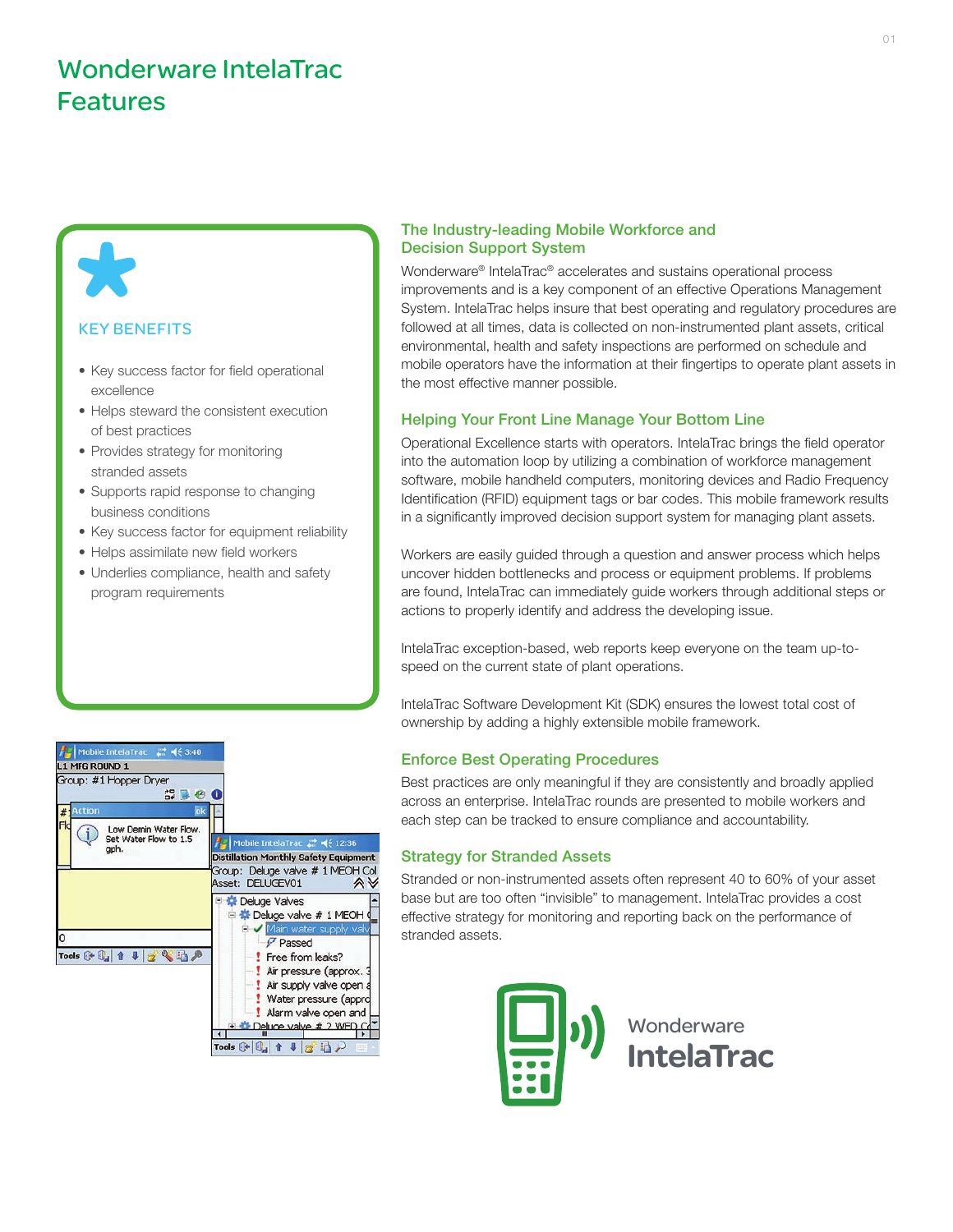# Wonderware IntelaTrac Features

### KEY BENEFITS

- Key success factor for field operational excellence
- Helps steward the consistent execution of best practices
- Provides strategy for monitoring stranded assets
- Supports rapid response to changing business conditions
- Key success factor for equipment reliability
- Helps assimilate new field workers
- Underlies compliance, health and safety program requirements

## The Industry-leading Mobile Workforce and Decision Support System

Wonderware® IntelaTrac® accelerates and sustains operational process improvements and is a key component of an effective Operations Management System. IntelaTrac helps insure that best operating and regulatory procedures are followed at all times, data is collected on non-instrumented plant assets, critical environmental, health and safety inspections are performed on schedule and mobile operators have the information at their fingertips to operate plant assets in the most effective manner possible.

## Helping Your Front Line Manage Your Bottom Line

Operational Excellence starts with operators. IntelaTrac brings the field operator into the automation loop by utilizing a combination of workforce management software, mobile handheld computers, monitoring devices and Radio Frequency Identification (RFID) equipment tags or bar codes. This mobile framework results in a significantly improved decision support system for managing plant assets.

Workers are easily guided through a question and answer process which helps uncover hidden bottlenecks and process or equipment problems. If problems are found, IntelaTrac can immediately guide workers through additional steps or actions to properly identify and address the developing issue.

IntelaTrac exception-based, web reports keep everyone on the team up-to-speed on the current state of plant operations.

IntelaTrac Software Development Kit (SDK) ensures the lowest total cost of ownership by adding a highly extensible mobile framework.

## Enforce Best Operating Procedures

Best practices are only meaningful if they are consistently and broadly applied across an enterprise. IntelaTrac rounds are presented to mobile workers and each step can be tracked to ensure compliance and accountability.

## Strategy for Stranded Assets

Stranded or non-instrumented assets often represent 40 to 60% of your asset base but are too often "invisible" to management. IntelaTrac provides a cost effective strategy for monitoring and reporting back on the performance of stranded assets.

Wonderware IntelaTrac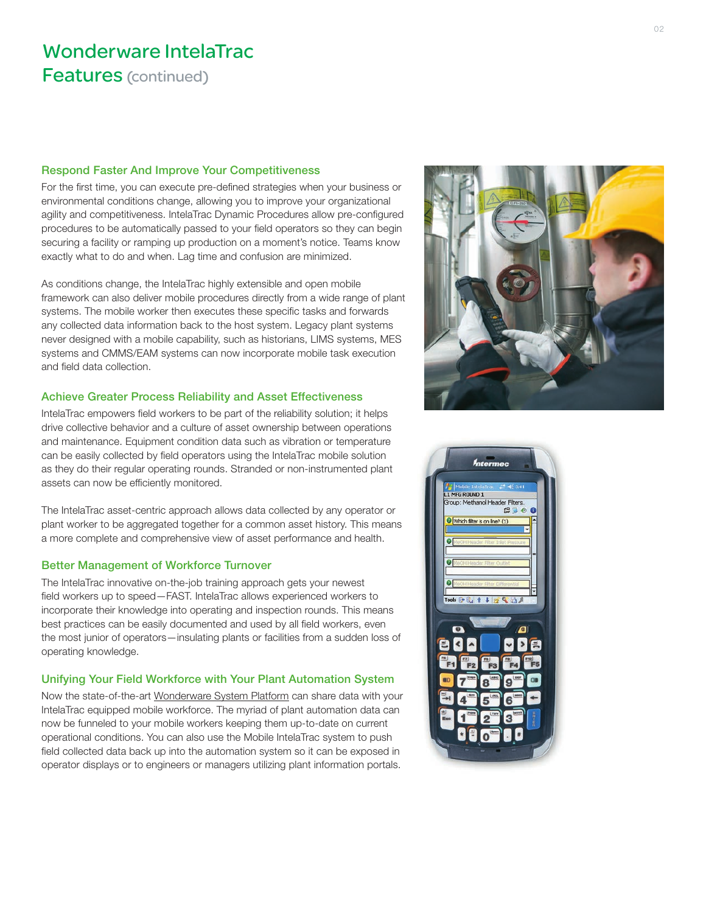# Wonderware IntelaTrac

## Features (continued)

### Respond Faster And Improve Your Competitiveness

For the first time, you can execute pre-defined strategies when your business or environmental conditions change, allowing you to improve your organizational agility and competitiveness. IntelaTrac Dynamic Procedures allow pre-configured procedures to be automatically passed to your field operators so they can begin securing a facility or ramping up production on a moment's notice. Teams know exactly what to do and when. Lag time and confusion are minimized.

As conditions change, the IntelaTrac highly extensible and open mobile framework can also deliver mobile procedures directly from a wide range of plant systems. The mobile worker then executes these specific tasks and forwards any collected data information back to the host system. Legacy plant systems never designed with a mobile capability, such as historians, LIMS systems, MES systems and CMMS/EAM systems can now incorporate mobile task execution and field data collection.

### Achieve Greater Process Reliability and Asset Effectiveness

IntelaTrac empowers field workers to be part of the reliability solution; it helps drive collective behavior and a culture of asset ownership between operations and maintenance. Equipment condition data such as vibration or temperature can be easily collected by field operators using the IntelaTrac mobile solution as they do their regular operating rounds. Stranded or non-instrumented plant assets can now be efficiently monitored.

The IntelaTrac asset-centric approach allows data collected by any operator or plant worker to be aggregated together for a common asset history. This means a more complete and comprehensive view of asset performance and health.

### Better Management of Workforce Turnover

The IntelaTrac innovative on-the-job training approach gets your newest field workers up to speed—FAST. IntelaTrac allows experienced workers to incorporate their knowledge into operating and inspection rounds. This means best practices can be easily documented and used by all field workers, even the most junior of operators—insulating plants or facilities from a sudden loss of operating knowledge.

### Unifying Your Field Workforce with Your Plant Automation System

Now the state-of-the-art Wonderware System Platform can share data with your IntelaTrac equipped mobile workforce. The myriad of plant automation data can now be funneled to your mobile workers keeping them up-to-date on current operational conditions. You can also use the Mobile IntelaTrac system to push field collected data back up into the automation system so it can be exposed in operator displays or to engineers or managers utilizing plant information portals.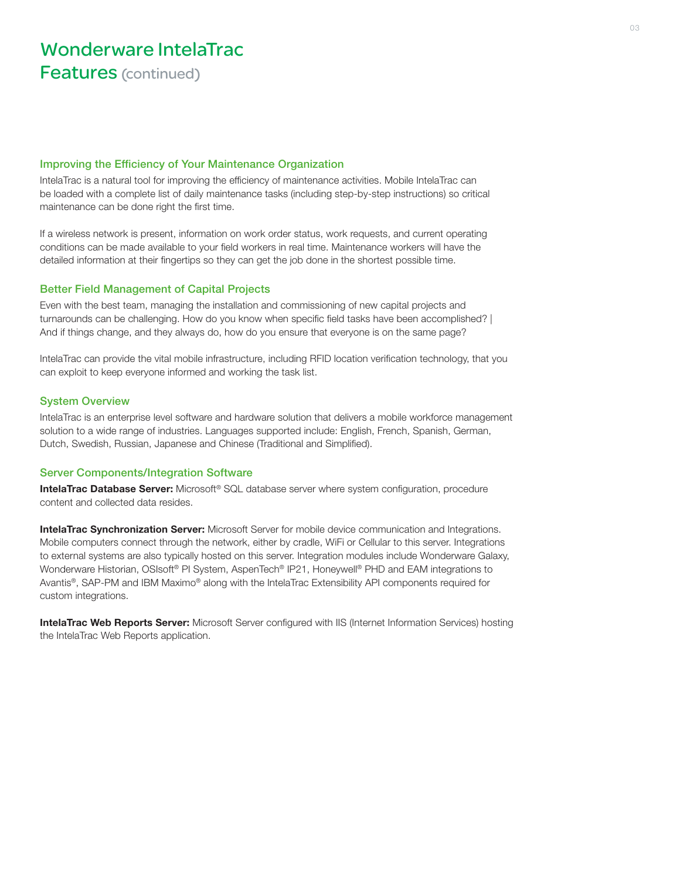# Wonderware IntelaTrac Features (continued)

## Improving the Efficiency of Your Maintenance Organization

IntelaTrac is a natural tool for improving the efficiency of maintenance activities. Mobile IntelaTrac can be loaded with a complete list of daily maintenance tasks (including step-by-step instructions) so critical maintenance can be done right the first time.

If a wireless network is present, information on work order status, work requests, and current operating conditions can be made available to your field workers in real time. Maintenance workers will have the detailed information at their fingertips so they can get the job done in the shortest possible time.

## Better Field Management of Capital Projects

Even with the best team, managing the installation and commissioning of new capital projects and turnarounds can be challenging. How do you know when specific field tasks have been accomplished? | And if things change, and they always do, how do you ensure that everyone is on the same page?

IntelaTrac can provide the vital mobile infrastructure, including RFID location verification technology, that you can exploit to keep everyone informed and working the task list.

## System Overview

IntelaTrac is an enterprise level software and hardware solution that delivers a mobile workforce management solution to a wide range of industries. Languages supported include: English, French, Spanish, German, Dutch, Swedish, Russian, Japanese and Chinese (Traditional and Simplified).

## Server Components/Integration Software

**IntelaTrac Database Server:** Microsoft® SQL database server where system configuration, procedure content and collected data resides.

**IntelaTrac Synchronization Server:** Microsoft Server for mobile device communication and Integrations. Mobile computers connect through the network, either by cradle, WiFi or Cellular to this server. Integrations to external systems are also typically hosted on this server. Integration modules include Wonderware Galaxy, Wonderware Historian, OSIsoft® PI System, AspenTech® IP21, Honeywell® PHD and EAM integrations to Avantis®, SAP-PM and IBM Maximo® along with the IntelaTrac Extensibility API components required for custom integrations.

**IntelaTrac Web Reports Server:** Microsoft Server configured with IIS (Internet Information Services) hosting the IntelaTrac Web Reports application.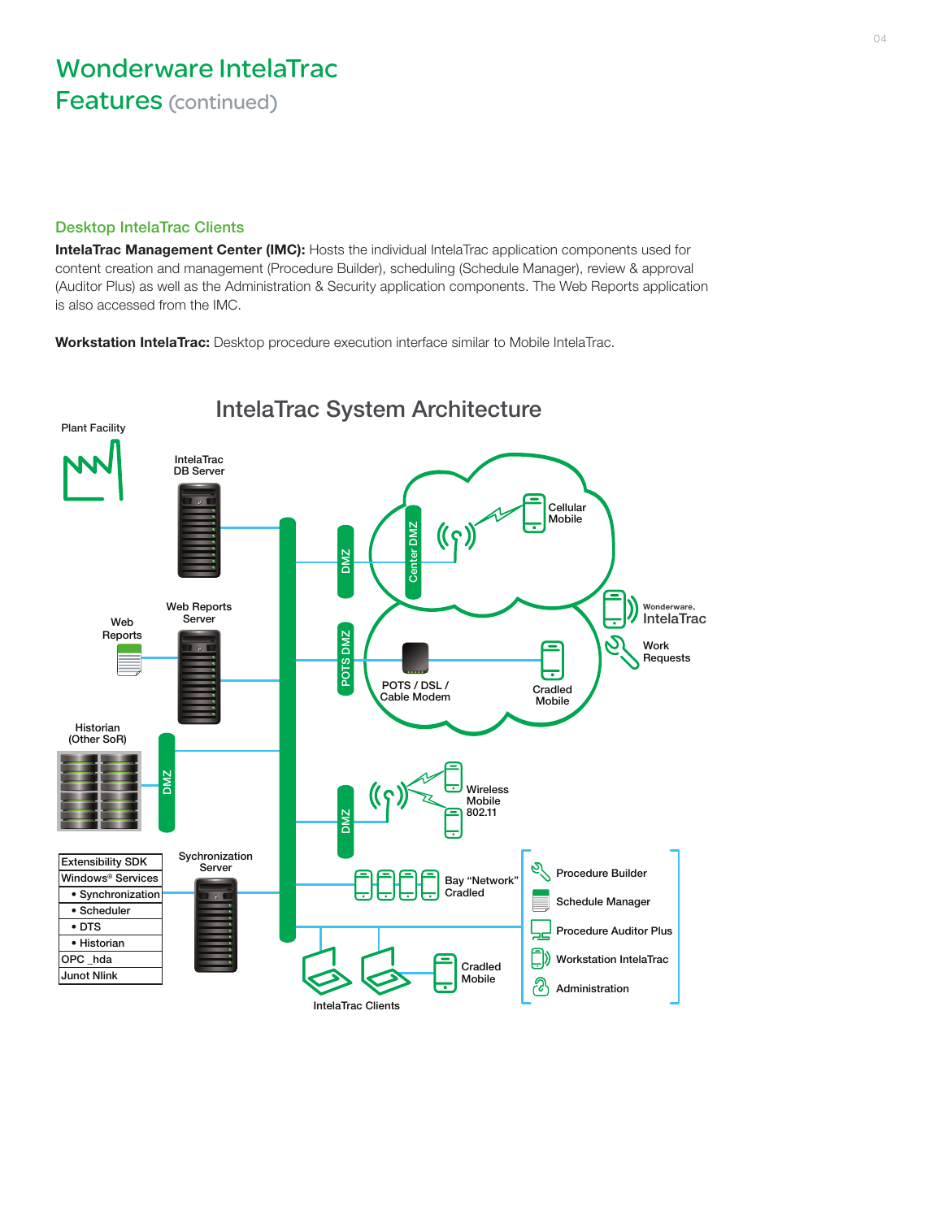# Wonderware IntelaTrac Features (continued)

## Desktop IntelaTrac Clients

**IntelaTrac Management Center (IMC):** Hosts the individual IntelaTrac application components used for content creation and management (Procedure Builder), scheduling (Schedule Manager), review & approval (Auditor Plus) as well as the Administration & Security application components. The Web Reports application is also accessed from the IMC.

**Workstation IntelaTrac:** Desktop procedure execution interface similar to Mobile IntelaTrac.

## IntelaTrac System Architecture

Plant Facility

IntelaTrac DB Server

Web Reports

Web Reports Server

Historian (Other SoR)

DMZ

Center DMZ

Cellular Mobile

POTS DMZ

POTS / DSL / Cable Modem

Cradled Mobile

Wonderware IntelaTrac

Work Requests

Wireless Mobile 802.11

| Extensibility SDK |
|---|
| Windows® Services |
| • Synchronization |
| • Scheduler |
| • DTS |
| • Historian |
| OPC _hda |
| Junot Nlink |

Sychronization Server

Bay "Network" Cradled

IntelaTrac Clients

Cradled Mobile

- Procedure Builder
- Schedule Manager
- Procedure Auditor Plus
- Workstation IntelaTrac
- Administration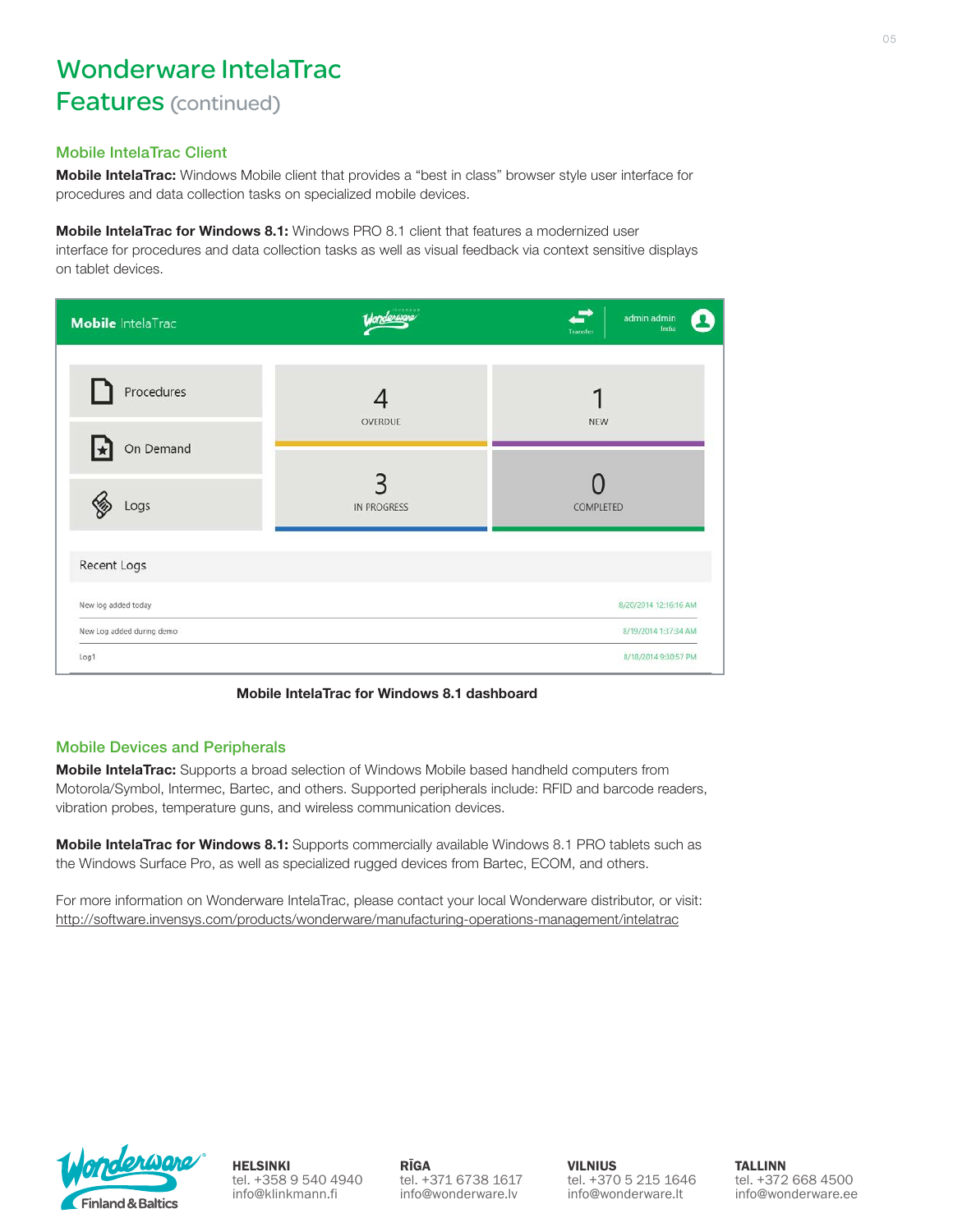# Wonderware IntelaTrac Features (continued)

## Mobile IntelaTrac Client

**Mobile IntelaTrac:** Windows Mobile client that provides a "best in class" browser style user interface for procedures and data collection tasks on specialized mobile devices.

**Mobile IntelaTrac for Windows 8.1:** Windows PRO 8.1 client that features a modernized user interface for procedures and data collection tasks as well as visual feedback via context sensitive displays on tablet devices.

**Mobile IntelaTrac for Windows 8.1 dashboard**

## Mobile Devices and Peripherals

**Mobile IntelaTrac:** Supports a broad selection of Windows Mobile based handheld computers from Motorola/Symbol, Intermec, Bartec, and others. Supported peripherals include: RFID and barcode readers, vibration probes, temperature guns, and wireless communication devices.

**Mobile IntelaTrac for Windows 8.1:** Supports commercially available Windows 8.1 PRO tablets such as the Windows Surface Pro, as well as specialized rugged devices from Bartec, ECOM, and others.

For more information on Wonderware IntelaTrac, please contact your local Wonderware distributor, or visit: http://software.invensys.com/products/wonderware/manufacturing-operations-management/intelatrac

Wonderware Finland & Baltics

**HELSINKI**
tel. +358 9 540 4940
info@klinkmann.fi

**RĪGA**
tel. +371 6738 1617
info@wonderware.lv

**VILNIUS**
tel. +370 5 215 1646
info@wonderware.lt

**TALLINN**
tel. +372 668 4500
info@wonderware.ee